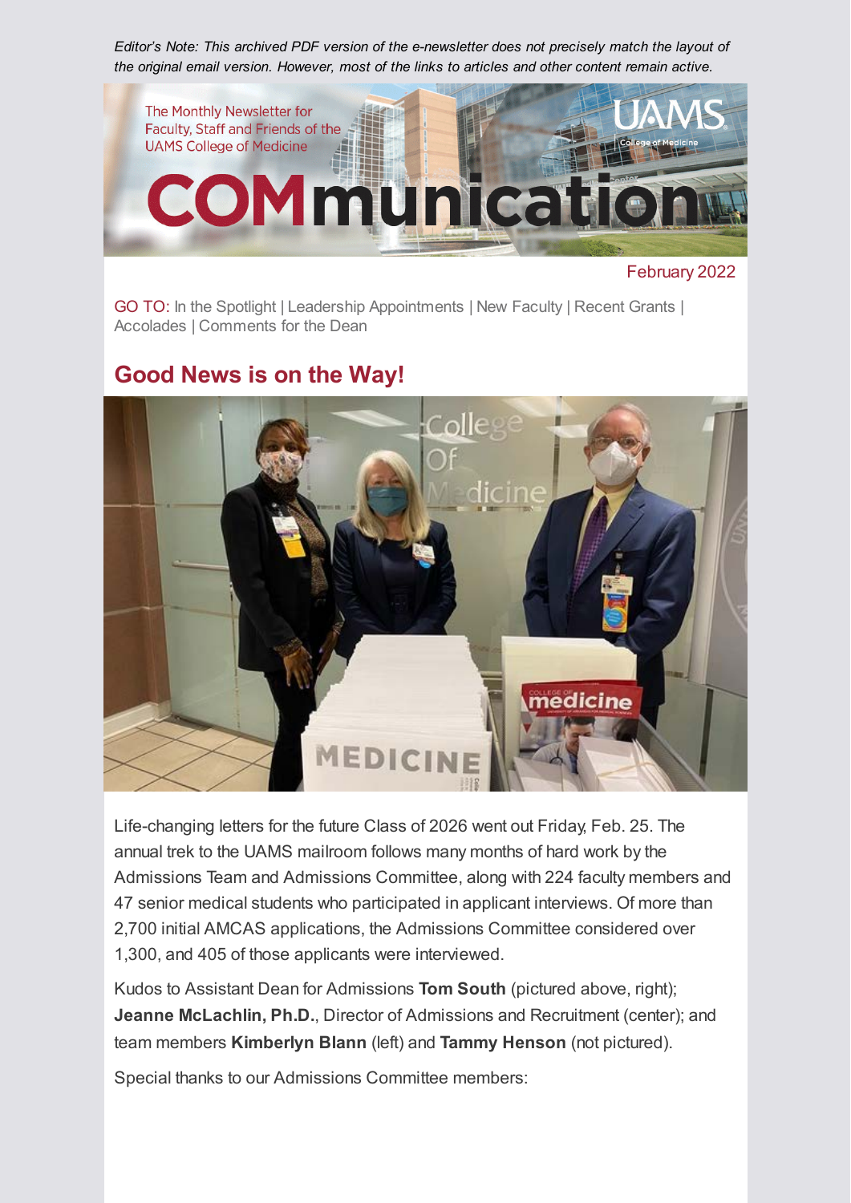*Editor's Note: This archived PDF version of the e-newsletter does not precisely match the layout of the original email version. However, most of the links to articles and other content remain active.*

The Monthly Newsletter for Faculty, Staff and Friends of the UAMS College of Medicine

# COMmunication

February 2022

GO TO: In the Spotlight | Leadership Appointments | New Faculty | Recent Grants | Accolades | Comments for the Dean

## Good News is on the Way!

Life-changing letters for the future Class of 2026 went out Friday, Feb. 25. The annual trek to the UAMS mailroom follows many months of hard work by the Admissions Team and Admissions Committee, along with 224 faculty members and 47 senior medical students who participated in applicant interviews. Of more than 2,700 initial AMCAS applications, the Admissions Committee considered over 1,300, and 405 of those applicants were interviewed.

Kudos to Assistant Dean for Admissions **Tom South** (pictured above, right); **Jeanne McLachlin, Ph.D.**, Director of Admissions and Recruitment (center); and team members **Kimberlyn Blann** (left) and **Tammy Henson** (not pictured).

Special thanks to our Admissions Committee members: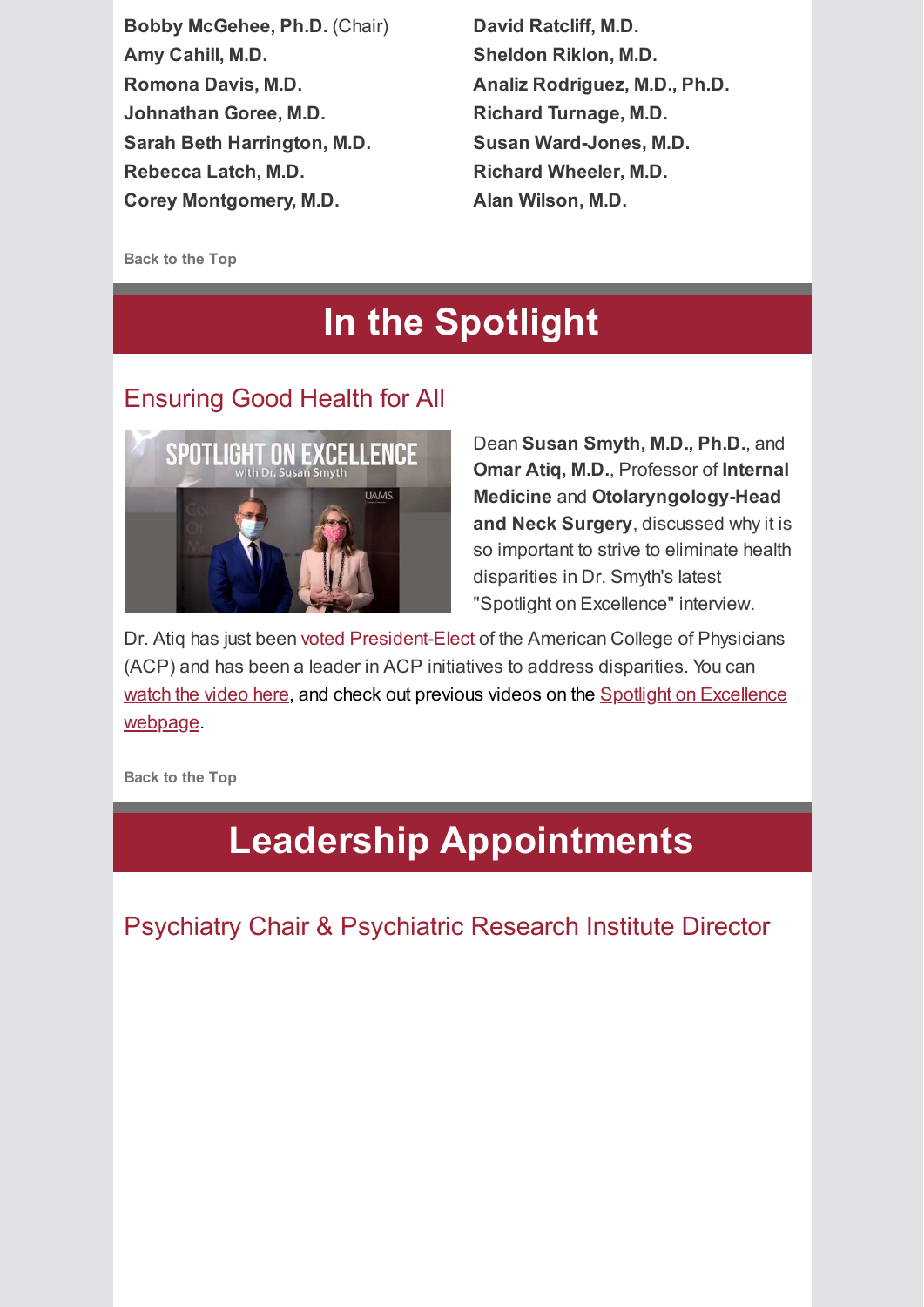**Bobby McGehee, Ph.D.** (Chair)
**Amy Cahill, M.D.**
**Romona Davis, M.D.**
**Johnathan Goree, M.D.**
**Sarah Beth Harrington, M.D.**
**Rebecca Latch, M.D.**
**Corey Montgomery, M.D.**
**David Ratcliff, M.D.**
**Sheldon Riklon, M.D.**
**Analiz Rodriguez, M.D., Ph.D.**
**Richard Turnage, M.D.**
**Susan Ward-Jones, M.D.**
**Richard Wheeler, M.D.**
**Alan Wilson, M.D.**

Back to the Top

# In the Spotlight

## Ensuring Good Health for All

Dean **Susan Smyth, M.D., Ph.D.**, and **Omar Atiq, M.D.**, Professor of **Internal Medicine** and **Otolaryngology-Head and Neck Surgery**, discussed why it is so important to strive to eliminate health disparities in Dr. Smyth's latest "Spotlight on Excellence" interview.

Dr. Atiq has just been voted President-Elect of the American College of Physicians (ACP) and has been a leader in ACP initiatives to address disparities. You can watch the video here, and check out previous videos on the Spotlight on Excellence webpage.

Back to the Top

# Leadership Appointments

## Psychiatry Chair & Psychiatric Research Institute Director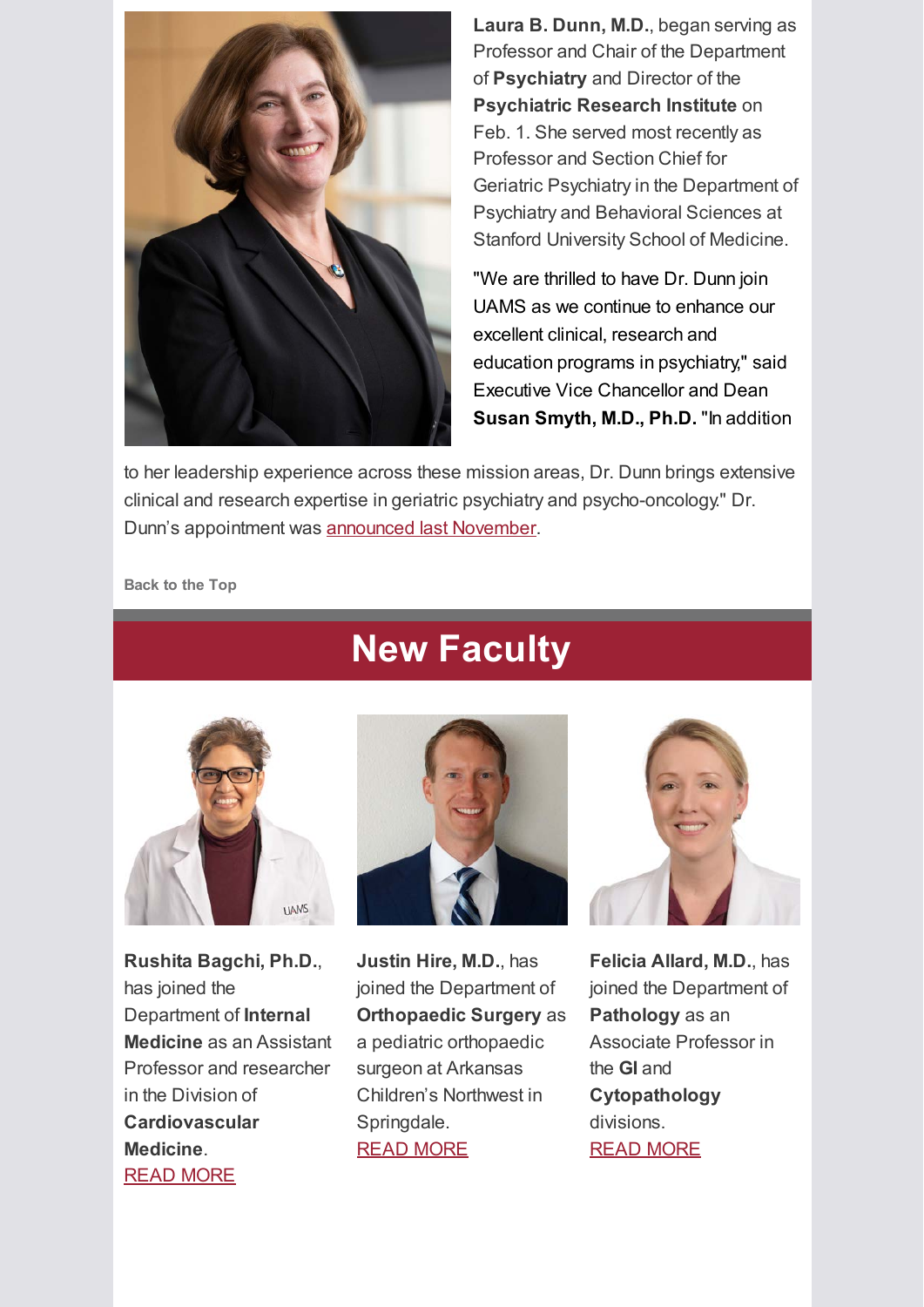**Laura B. Dunn, M.D.**, began serving as Professor and Chair of the Department of **Psychiatry** and Director of the **Psychiatric Research Institute** on Feb. 1. She served most recently as Professor and Section Chief for Geriatric Psychiatry in the Department of Psychiatry and Behavioral Sciences at Stanford University School of Medicine.

"We are thrilled to have Dr. Dunn join UAMS as we continue to enhance our excellent clinical, research and education programs in psychiatry," said Executive Vice Chancellor and Dean **Susan Smyth, M.D., Ph.D.** "In addition to her leadership experience across these mission areas, Dr. Dunn brings extensive clinical and research expertise in geriatric psychiatry and psycho-oncology." Dr. Dunn's appointment was announced last November.

Back to the Top

# New Faculty

**Rushita Bagchi, Ph.D.**, has joined the Department of **Internal Medicine** as an Assistant Professor and researcher in the Division of **Cardiovascular Medicine**.
READ MORE

**Justin Hire, M.D.**, has joined the Department of **Orthopaedic Surgery** as a pediatric orthopaedic surgeon at Arkansas Children's Northwest in Springdale.
READ MORE

**Felicia Allard, M.D.**, has joined the Department of **Pathology** as an Associate Professor in the **GI** and **Cytopathology** divisions.
READ MORE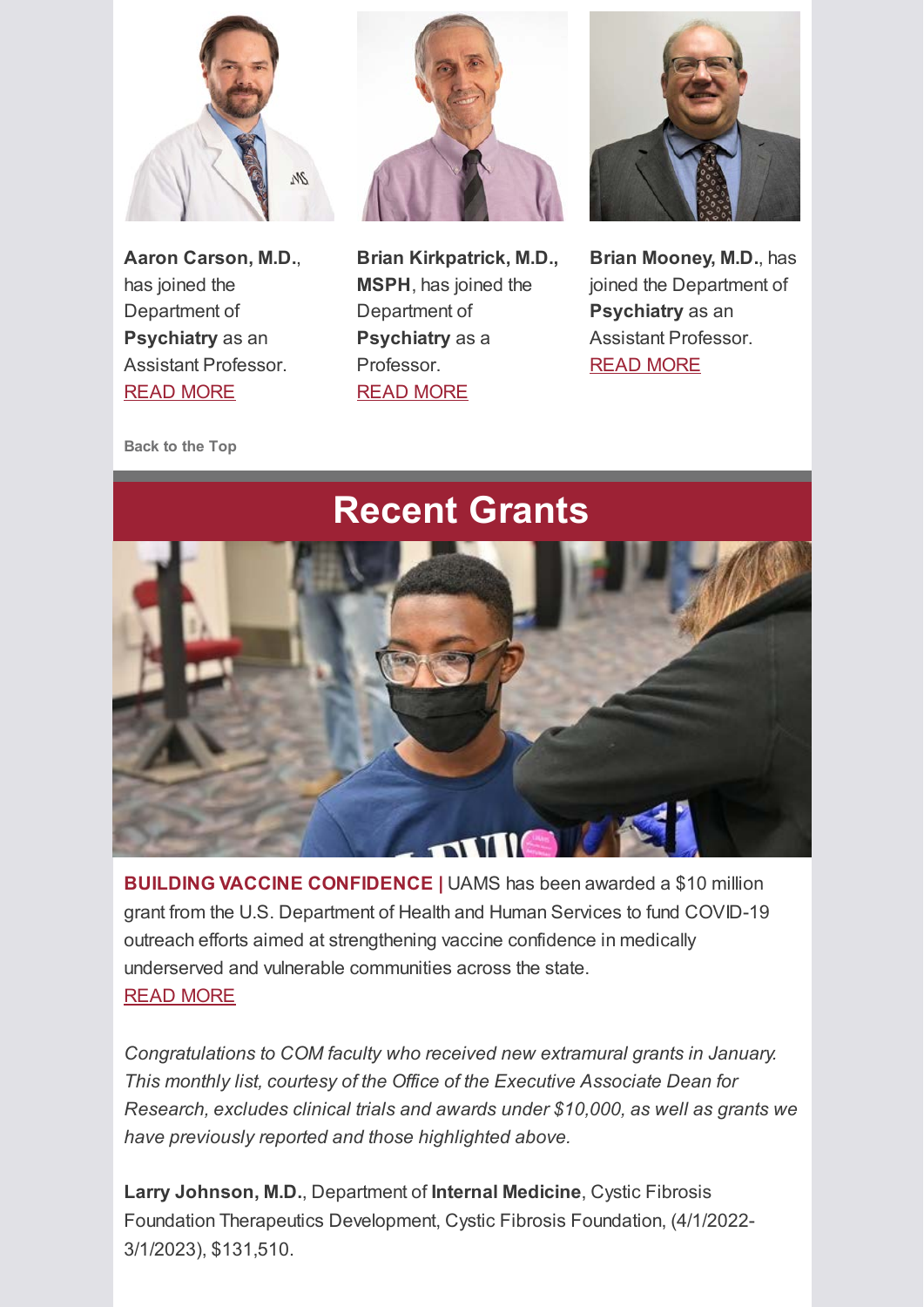**Aaron Carson, M.D.**, has joined the Department of **Psychiatry** as an Assistant Professor.
READ MORE

**Brian Kirkpatrick, M.D., MSPH**, has joined the Department of **Psychiatry** as a Professor.
READ MORE

**Brian Mooney, M.D.**, has joined the Department of **Psychiatry** as an Assistant Professor.
READ MORE

**Back to the Top**

# Recent Grants

**BUILDING VACCINE CONFIDENCE |** UAMS has been awarded a $10 million grant from the U.S. Department of Health and Human Services to fund COVID-19 outreach efforts aimed at strengthening vaccine confidence in medically underserved and vulnerable communities across the state.
READ MORE

*Congratulations to COM faculty who received new extramural grants in January. This monthly list, courtesy of the Office of the Executive Associate Dean for Research, excludes clinical trials and awards under $10,000, as well as grants we have previously reported and those highlighted above.*

**Larry Johnson, M.D.**, Department of **Internal Medicine**, Cystic Fibrosis Foundation Therapeutics Development, Cystic Fibrosis Foundation, (4/1/2022-3/1/2023), $131,510.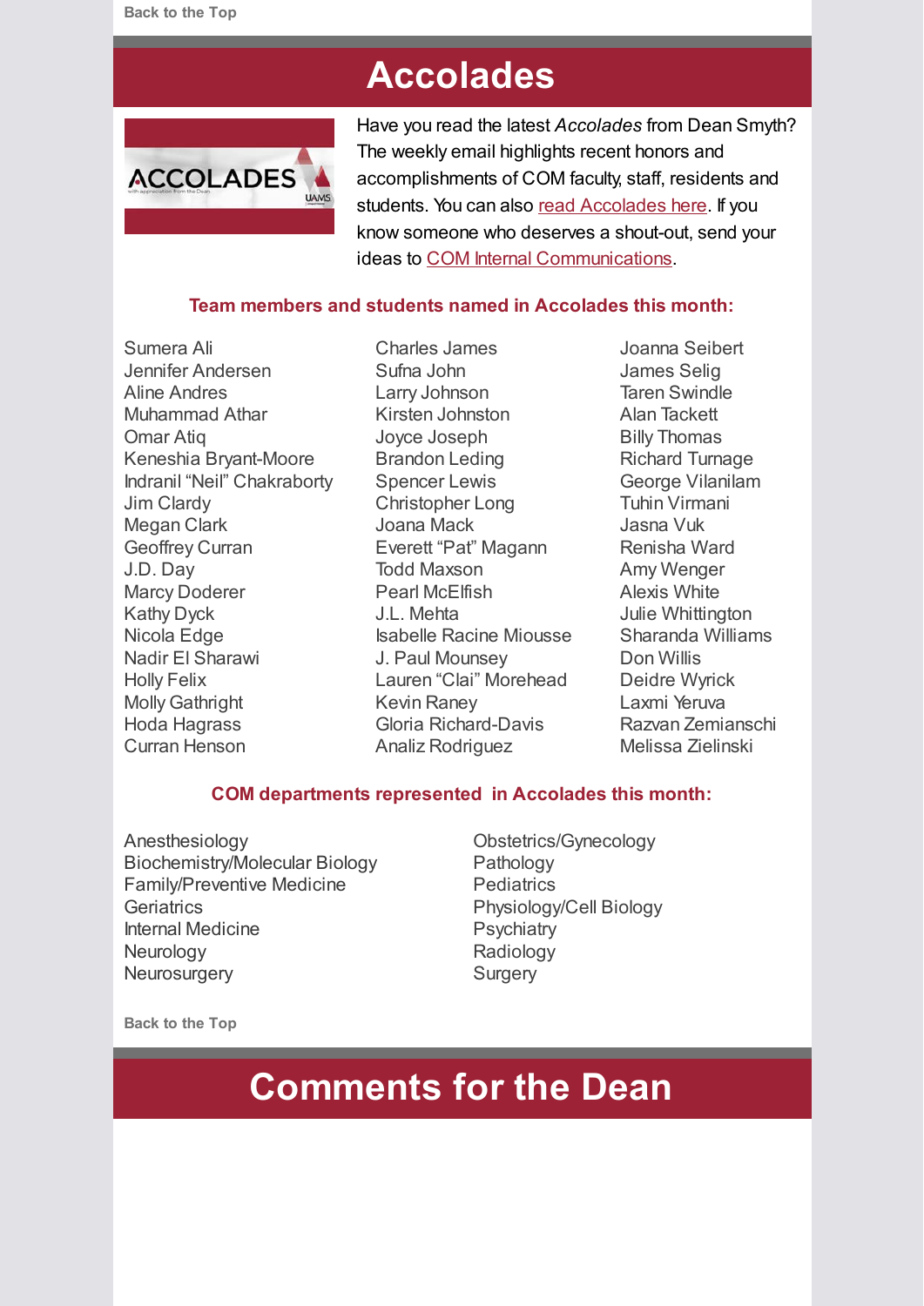Back to the Top

# Accolades

Have you read the latest *Accolades* from Dean Smyth? The weekly email highlights recent honors and accomplishments of COM faculty, staff, residents and students. You can also read Accolades here. If you know someone who deserves a shout-out, send your ideas to COM Internal Communications.

### Team members and students named in Accolades this month:

Sumera Ali
Jennifer Andersen
Aline Andres
Muhammad Athar
Omar Atiq
Keneshia Bryant-Moore
Indranil "Neil" Chakraborty
Jim Clardy
Megan Clark
Geoffrey Curran
J.D. Day
Marcy Doderer
Kathy Dyck
Nicola Edge
Nadir El Sharawi
Holly Felix
Molly Gathright
Hoda Hagrass
Curran Henson
Charles James
Sufna John
Larry Johnson
Kirsten Johnston
Joyce Joseph
Brandon Leding
Spencer Lewis
Christopher Long
Joana Mack
Everett "Pat" Magann
Todd Maxson
Pearl McElfish
J.L. Mehta
Isabelle Racine Miousse
J. Paul Mounsey
Lauren "Clai" Morehead
Kevin Raney
Gloria Richard-Davis
Analiz Rodriguez
Joanna Seibert
James Selig
Taren Swindle
Alan Tackett
Billy Thomas
Richard Turnage
George Vilanilam
Tuhin Virmani
Jasna Vuk
Renisha Ward
Amy Wenger
Alexis White
Julie Whittington
Sharanda Williams
Don Willis
Deidre Wyrick
Laxmi Yeruva
Razvan Zemianschi
Melissa Zielinski

### COM departments represented in Accolades this month:

Anesthesiology
Biochemistry/Molecular Biology
Family/Preventive Medicine
Geriatrics
Internal Medicine
Neurology
Neurosurgery
Obstetrics/Gynecology
Pathology
Pediatrics
Physiology/Cell Biology
Psychiatry
Radiology
Surgery

Back to the Top

# Comments for the Dean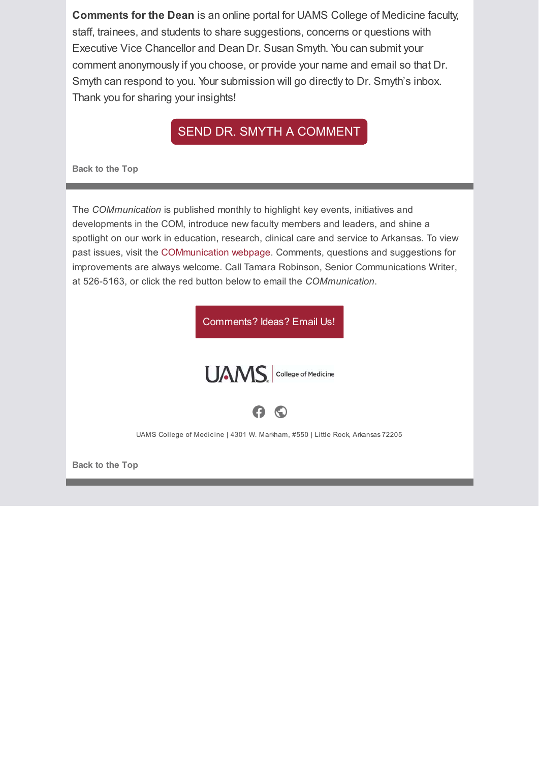**Comments for the Dean** is an online portal for UAMS College of Medicine faculty, staff, trainees, and students to share suggestions, concerns or questions with Executive Vice Chancellor and Dean Dr. Susan Smyth. You can submit your comment anonymously if you choose, or provide your name and email so that Dr. Smyth can respond to you. Your submission will go directly to Dr. Smyth's inbox. Thank you for sharing your insights!

SEND DR. SMYTH A COMMENT

Back to the Top

The *COMmunication* is published monthly to highlight key events, initiatives and developments in the COM, introduce new faculty members and leaders, and shine a spotlight on our work in education, research, clinical care and service to Arkansas. To view past issues, visit the COMmunication webpage. Comments, questions and suggestions for improvements are always welcome. Call Tamara Robinson, Senior Communications Writer, at 526-5163, or click the red button below to email the *COMmunication*.

Comments? Ideas? Email Us!

UAMS | College of Medicine

UAMS College of Medicine | 4301 W. Markham, #550 | Little Rock, Arkansas 72205

Back to the Top